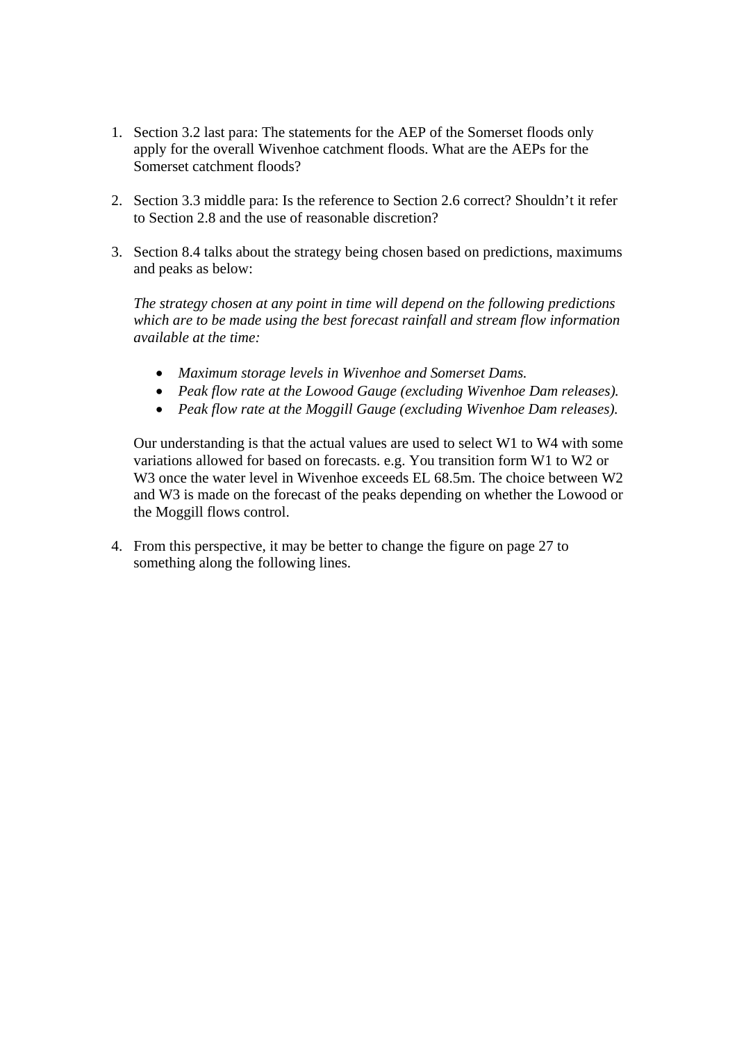1. Section 3.2 last para: The statements for the AEP of the Somerset floods only apply for the overall Wivenhoe catchment floods. What are the AEPs for the Somerset catchment floods?

2. Section 3.3 middle para: Is the reference to Section 2.6 correct? Shouldn't it refer to Section 2.8 and the use of reasonable discretion?

3. Section 8.4 talks about the strategy being chosen based on predictions, maximums and peaks as below:

   *The strategy chosen at any point in time will depend on the following predictions which are to be made using the best forecast rainfall and stream flow information available at the time:*

   - *Maximum storage levels in Wivenhoe and Somerset Dams.*
   - *Peak flow rate at the Lowood Gauge (excluding Wivenhoe Dam releases).*
   - *Peak flow rate at the Moggill Gauge (excluding Wivenhoe Dam releases).*

   Our understanding is that the actual values are used to select W1 to W4 with some variations allowed for based on forecasts. e.g. You transition form W1 to W2 or W3 once the water level in Wivenhoe exceeds EL 68.5m. The choice between W2 and W3 is made on the forecast of the peaks depending on whether the Lowood or the Moggill flows control.

4. From this perspective, it may be better to change the figure on page 27 to something along the following lines.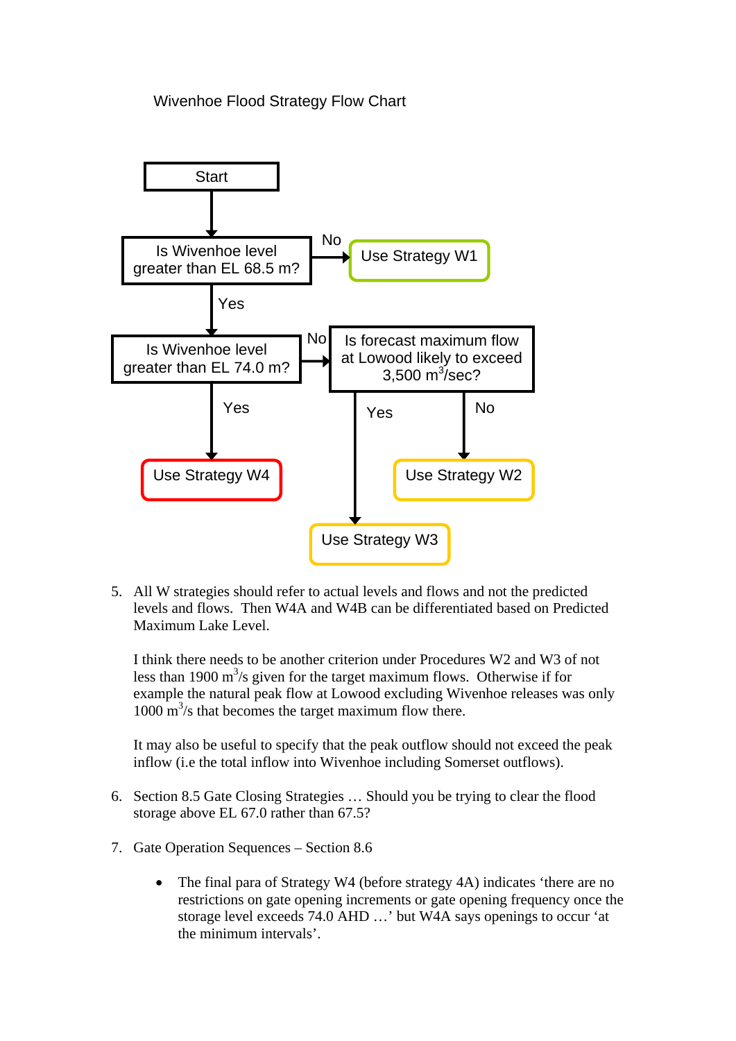Wivenhoe Flood Strategy Flow Chart

Start

Is Wivenhoe level greater than EL 68.5 m? — No → Use Strategy W1

Yes ↓

Is Wivenhoe level greater than EL 74.0 m? — No → Is forecast maximum flow at Lowood likely to exceed 3,500 $m^3$/sec?

- Yes → Use Strategy W3
- No → Use Strategy W2

Yes ↓

Use Strategy W4

5. All W strategies should refer to actual levels and flows and not the predicted levels and flows. Then W4A and W4B can be differentiated based on Predicted Maximum Lake Level.

   I think there needs to be another criterion under Procedures W2 and W3 of not less than 1900 $m^3$/s given for the target maximum flows. Otherwise if for example the natural peak flow at Lowood excluding Wivenhoe releases was only 1000 $m^3$/s that becomes the target maximum flow there.

   It may also be useful to specify that the peak outflow should not exceed the peak inflow (i.e the total inflow into Wivenhoe including Somerset outflows).

6. Section 8.5 Gate Closing Strategies … Should you be trying to clear the flood storage above EL 67.0 rather than 67.5?

7. Gate Operation Sequences – Section 8.6

   - The final para of Strategy W4 (before strategy 4A) indicates 'there are no restrictions on gate opening increments or gate opening frequency once the storage level exceeds 74.0 AHD …' but W4A says openings to occur 'at the minimum intervals'.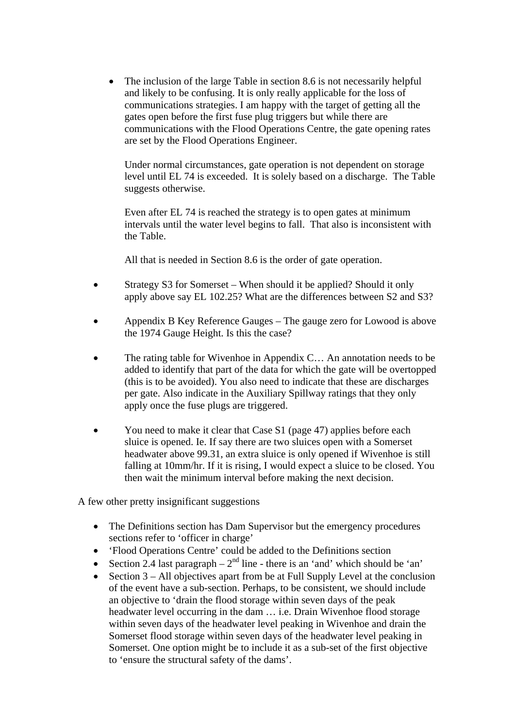- The inclusion of the large Table in section 8.6 is not necessarily helpful and likely to be confusing. It is only really applicable for the loss of communications strategies. I am happy with the target of getting all the gates open before the first fuse plug triggers but while there are communications with the Flood Operations Centre, the gate opening rates are set by the Flood Operations Engineer.

  Under normal circumstances, gate operation is not dependent on storage level until EL 74 is exceeded. It is solely based on a discharge. The Table suggests otherwise.

  Even after EL 74 is reached the strategy is to open gates at minimum intervals until the water level begins to fall. That also is inconsistent with the Table.

  All that is needed in Section 8.6 is the order of gate operation.

- Strategy S3 for Somerset – When should it be applied? Should it only apply above say EL 102.25? What are the differences between S2 and S3?

- Appendix B Key Reference Gauges – The gauge zero for Lowood is above the 1974 Gauge Height. Is this the case?

- The rating table for Wivenhoe in Appendix C… An annotation needs to be added to identify that part of the data for which the gate will be overtopped (this is to be avoided). You also need to indicate that these are discharges per gate. Also indicate in the Auxiliary Spillway ratings that they only apply once the fuse plugs are triggered.

- You need to make it clear that Case S1 (page 47) applies before each sluice is opened. Ie. If say there are two sluices open with a Somerset headwater above 99.31, an extra sluice is only opened if Wivenhoe is still falling at 10mm/hr. If it is rising, I would expect a sluice to be closed. You then wait the minimum interval before making the next decision.

A few other pretty insignificant suggestions

- The Definitions section has Dam Supervisor but the emergency procedures sections refer to 'officer in charge'
- 'Flood Operations Centre' could be added to the Definitions section
- Section 2.4 last paragraph – 2nd line - there is an 'and' which should be 'an'
- Section 3 – All objectives apart from be at Full Supply Level at the conclusion of the event have a sub-section. Perhaps, to be consistent, we should include an objective to 'drain the flood storage within seven days of the peak headwater level occurring in the dam … i.e. Drain Wivenhoe flood storage within seven days of the headwater level peaking in Wivenhoe and drain the Somerset flood storage within seven days of the headwater level peaking in Somerset. One option might be to include it as a sub-set of the first objective to 'ensure the structural safety of the dams'.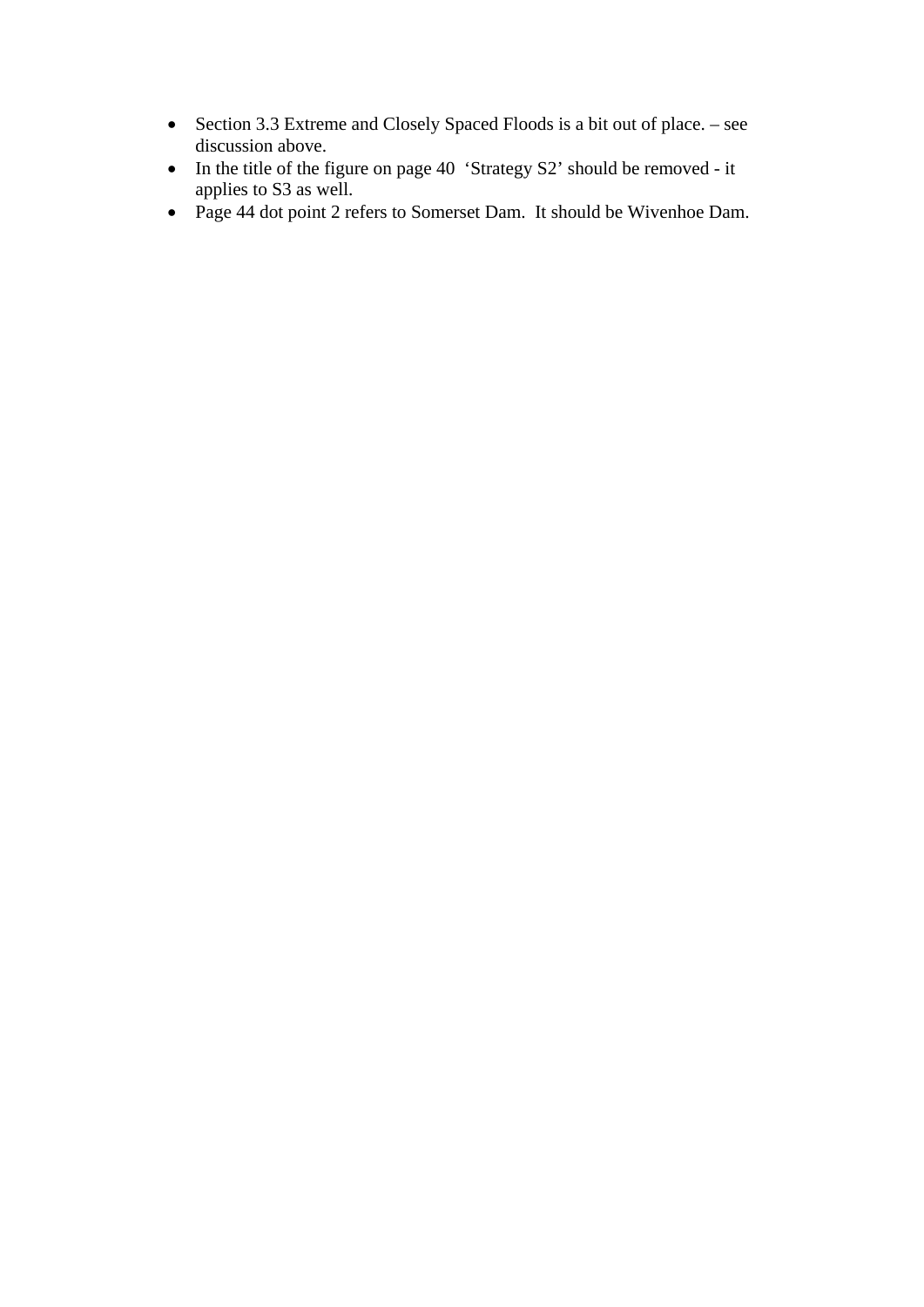- Section 3.3 Extreme and Closely Spaced Floods is a bit out of place. – see discussion above.
- In the title of the figure on page 40 'Strategy S2' should be removed - it applies to S3 as well.
- Page 44 dot point 2 refers to Somerset Dam. It should be Wivenhoe Dam.